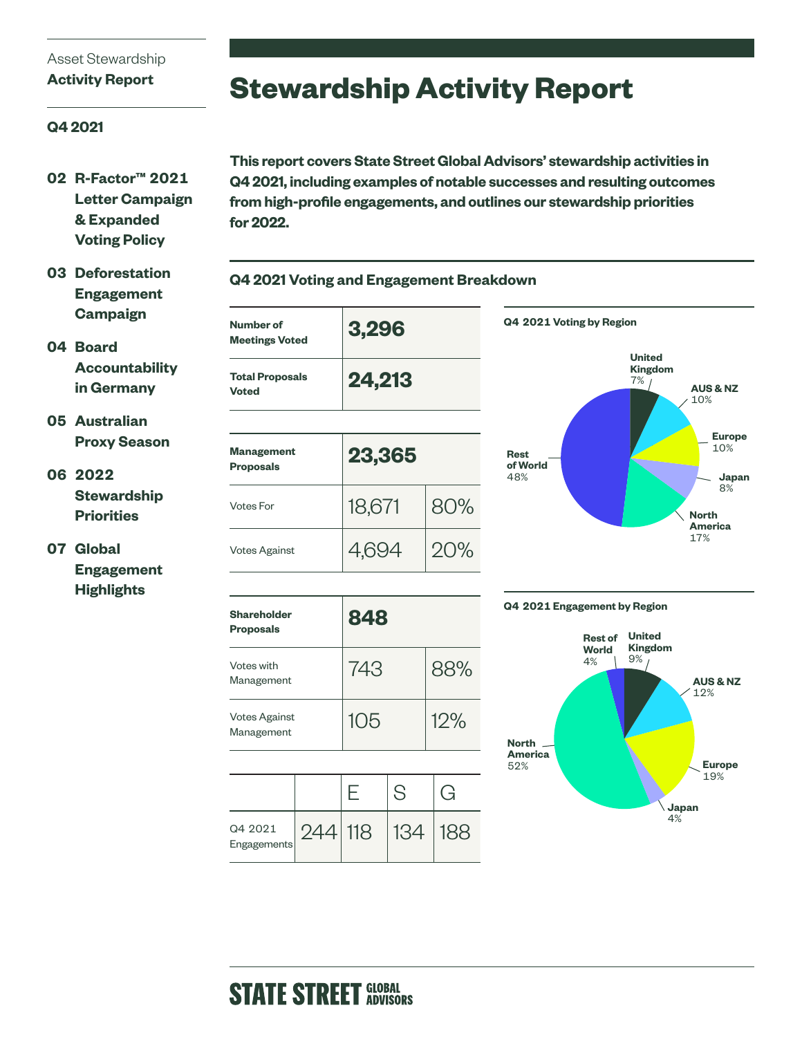Asset Stewardship
**Activity Report**

**Q4 2021**

- **02 R-Factor™ 2021 Letter Campaign & Expanded Voting Policy**
- **03 Deforestation Engagement Campaign**
- **04 Board Accountability in Germany**
- **05 Australian Proxy Season**
- **06 2022 Stewardship Priorities**
- **07 Global Engagement Highlights**

# Stewardship Activity Report

**This report covers State Street Global Advisors' stewardship activities in Q4 2021, including examples of notable successes and resulting outcomes from high-profile engagements, and outlines our stewardship priorities for 2022.**

## Q4 2021 Voting and Engagement Breakdown

| | | |
|---|---|---|
| **Number of Meetings Voted** | **3,296** | |
| **Total Proposals Voted** | **24,213** | |

| | | |
|---|---|---|
| **Management Proposals** | **23,365** | |
| Votes For | 18,671 | 80% |
| Votes Against | 4,694 | 20% |

| | | |
|---|---|---|
| **Shareholder Proposals** | **848** | |
| Votes with Management | 743 | 88% |
| Votes Against Management | 105 | 12% |

| | | E | S | G |
|---|---|---|---|---|
| Q4 2021 Engagements | 244 | 118 | 134 | 188 |

**Q4 2021 Voting by Region**

| Region | % |
|---|---|
| United Kingdom | 7% |
| AUS & NZ | 10% |
| Europe | 10% |
| Japan | 8% |
| North America | 17% |
| Rest of World | 48% |

**Q4 2021 Engagement by Region**

| Region | % |
|---|---|
| United Kingdom | 9% |
| AUS & NZ | 12% |
| Europe | 19% |
| Japan | 4% |
| North America | 52% |
| Rest of World | 4% |

STATE STREET GLOBAL ADVISORS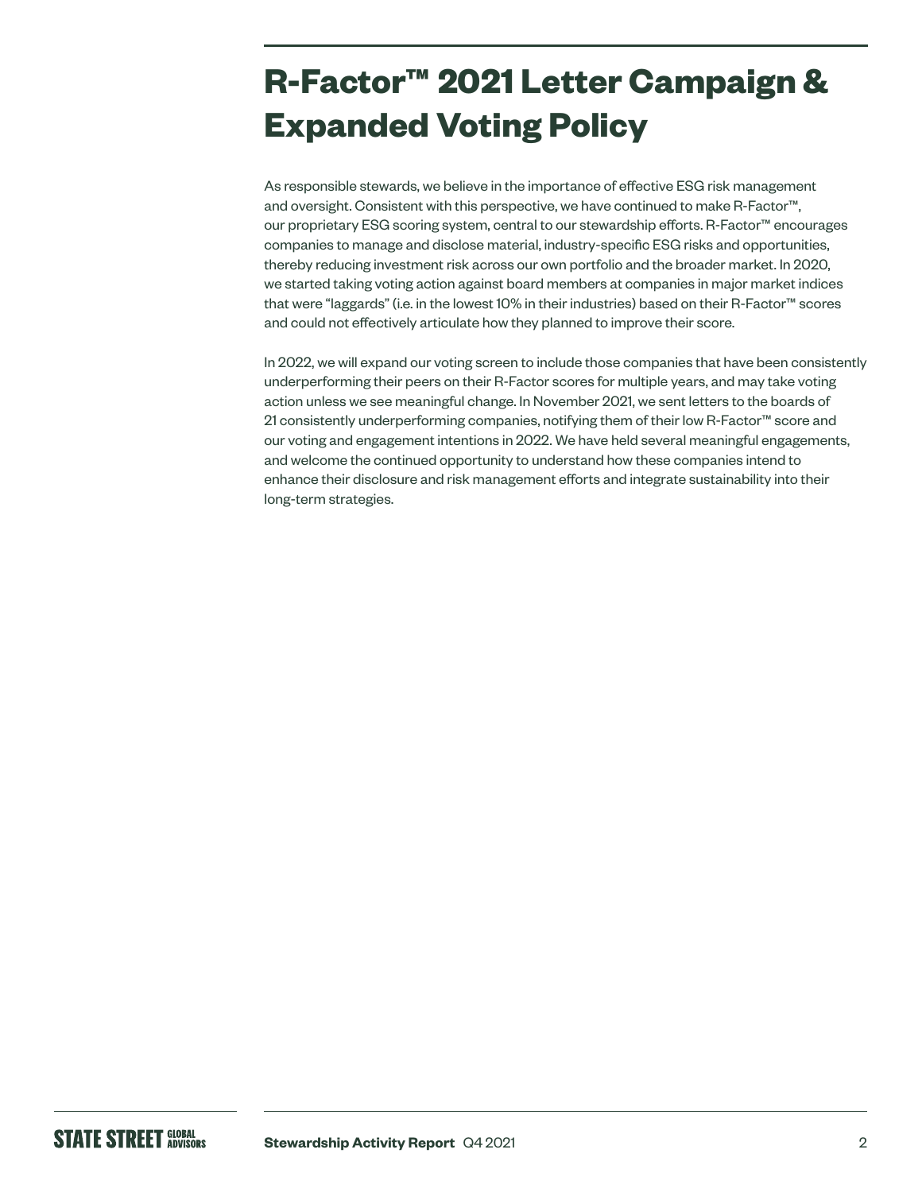# R-Factor™ 2021 Letter Campaign & Expanded Voting Policy

As responsible stewards, we believe in the importance of effective ESG risk management and oversight. Consistent with this perspective, we have continued to make R-Factor™, our proprietary ESG scoring system, central to our stewardship efforts. R-Factor™ encourages companies to manage and disclose material, industry-specific ESG risks and opportunities, thereby reducing investment risk across our own portfolio and the broader market. In 2020, we started taking voting action against board members at companies in major market indices that were "laggards" (i.e. in the lowest 10% in their industries) based on their R-Factor™ scores and could not effectively articulate how they planned to improve their score.

In 2022, we will expand our voting screen to include those companies that have been consistently underperforming their peers on their R-Factor scores for multiple years, and may take voting action unless we see meaningful change. In November 2021, we sent letters to the boards of 21 consistently underperforming companies, notifying them of their low R-Factor™ score and our voting and engagement intentions in 2022. We have held several meaningful engagements, and welcome the continued opportunity to understand how these companies intend to enhance their disclosure and risk management efforts and integrate sustainability into their long-term strategies.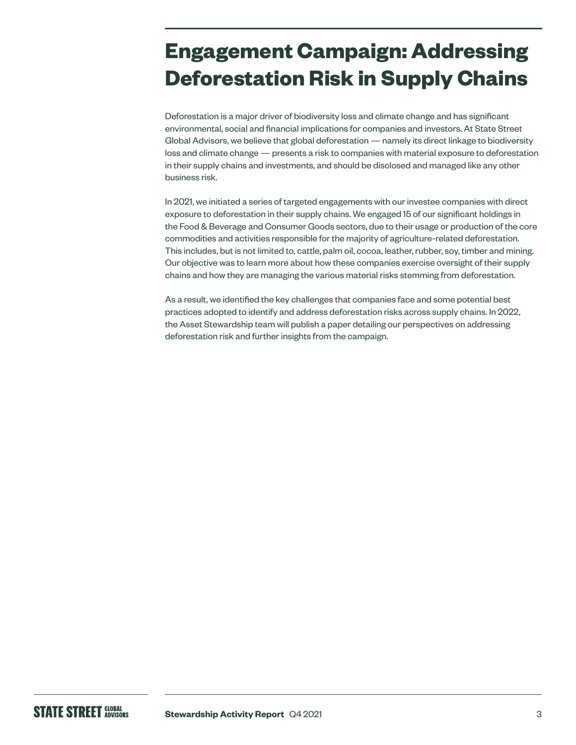# Engagement Campaign: Addressing Deforestation Risk in Supply Chains

Deforestation is a major driver of biodiversity loss and climate change and has significant environmental, social and financial implications for companies and investors. At State Street Global Advisors, we believe that global deforestation — namely its direct linkage to biodiversity loss and climate change — presents a risk to companies with material exposure to deforestation in their supply chains and investments, and should be disclosed and managed like any other business risk.

In 2021, we initiated a series of targeted engagements with our investee companies with direct exposure to deforestation in their supply chains. We engaged 15 of our significant holdings in the Food & Beverage and Consumer Goods sectors, due to their usage or production of the core commodities and activities responsible for the majority of agriculture-related deforestation. This includes, but is not limited to, cattle, palm oil, cocoa, leather, rubber, soy, timber and mining. Our objective was to learn more about how these companies exercise oversight of their supply chains and how they are managing the various material risks stemming from deforestation.

As a result, we identified the key challenges that companies face and some potential best practices adopted to identify and address deforestation risks across supply chains. In 2022, the Asset Stewardship team will publish a paper detailing our perspectives on addressing deforestation risk and further insights from the campaign.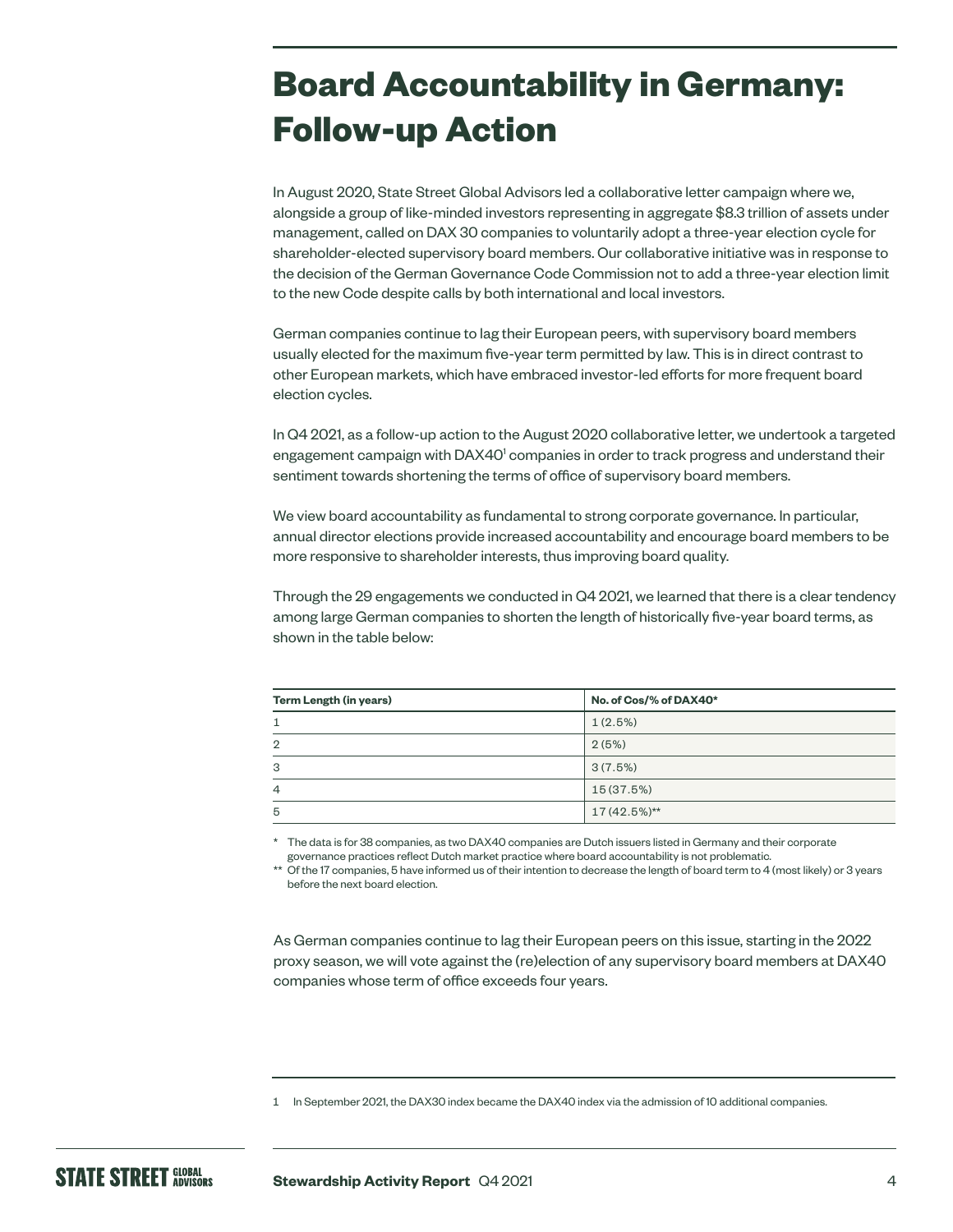# Board Accountability in Germany: Follow-up Action

In August 2020, State Street Global Advisors led a collaborative letter campaign where we, alongside a group of like-minded investors representing in aggregate $8.3 trillion of assets under management, called on DAX 30 companies to voluntarily adopt a three-year election cycle for shareholder-elected supervisory board members. Our collaborative initiative was in response to the decision of the German Governance Code Commission not to add a three-year election limit to the new Code despite calls by both international and local investors.

German companies continue to lag their European peers, with supervisory board members usually elected for the maximum five-year term permitted by law. This is in direct contrast to other European markets, which have embraced investor-led efforts for more frequent board election cycles.

In Q4 2021, as a follow-up action to the August 2020 collaborative letter, we undertook a targeted engagement campaign with DAX40[1] companies in order to track progress and understand their sentiment towards shortening the terms of office of supervisory board members.

We view board accountability as fundamental to strong corporate governance. In particular, annual director elections provide increased accountability and encourage board members to be more responsive to shareholder interests, thus improving board quality.

Through the 29 engagements we conducted in Q4 2021, we learned that there is a clear tendency among large German companies to shorten the length of historically five-year board terms, as shown in the table below:

| Term Length (in years) | No. of Cos/% of DAX40* |
|---|---|
| 1 | 1 (2.5%) |
| 2 | 2 (5%) |
| 3 | 3 (7.5%) |
| 4 | 15 (37.5%) |
| 5 | 17 (42.5%)** |

\* The data is for 38 companies, as two DAX40 companies are Dutch issuers listed in Germany and their corporate governance practices reflect Dutch market practice where board accountability is not problematic.

\*\* Of the 17 companies, 5 have informed us of their intention to decrease the length of board term to 4 (most likely) or 3 years before the next board election.

As German companies continue to lag their European peers on this issue, starting in the 2022 proxy season, we will vote against the (re)election of any supervisory board members at DAX40 companies whose term of office exceeds four years.

1 In September 2021, the DAX30 index became the DAX40 index via the admission of 10 additional companies.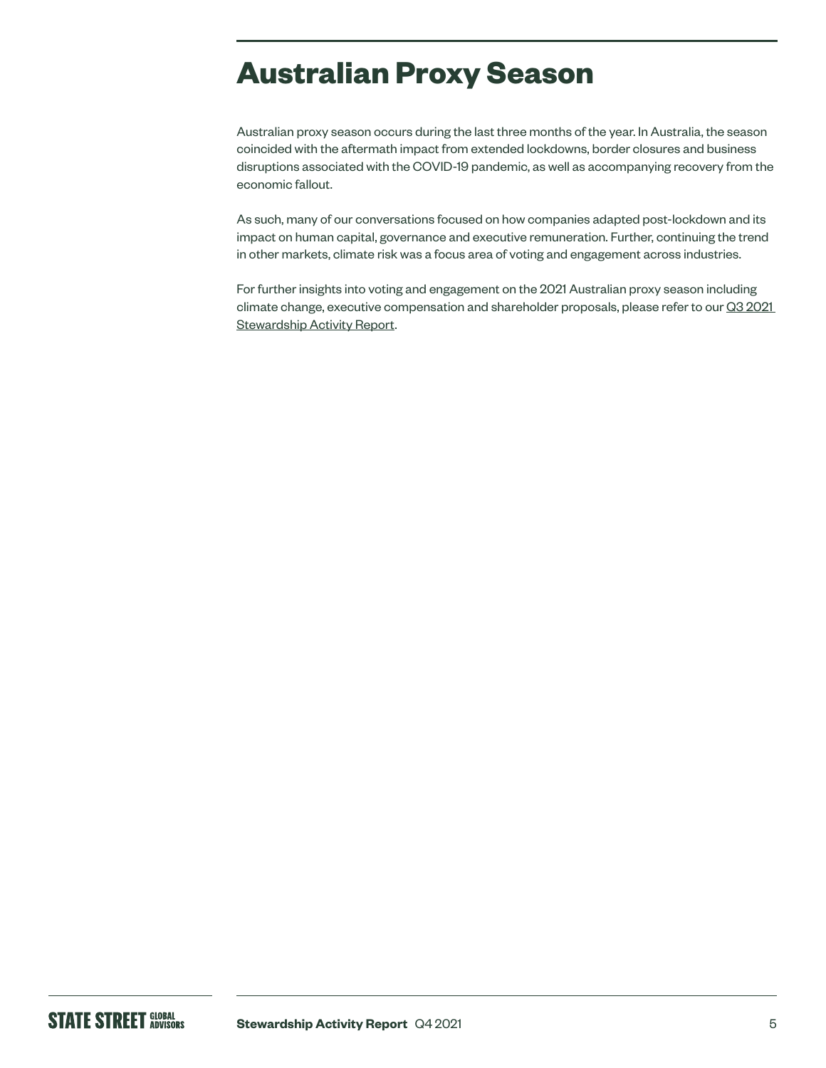# Australian Proxy Season

Australian proxy season occurs during the last three months of the year. In Australia, the season coincided with the aftermath impact from extended lockdowns, border closures and business disruptions associated with the COVID-19 pandemic, as well as accompanying recovery from the economic fallout.

As such, many of our conversations focused on how companies adapted post-lockdown and its impact on human capital, governance and executive remuneration. Further, continuing the trend in other markets, climate risk was a focus area of voting and engagement across industries.

For further insights into voting and engagement on the 2021 Australian proxy season including climate change, executive compensation and shareholder proposals, please refer to our Q3 2021 Stewardship Activity Report.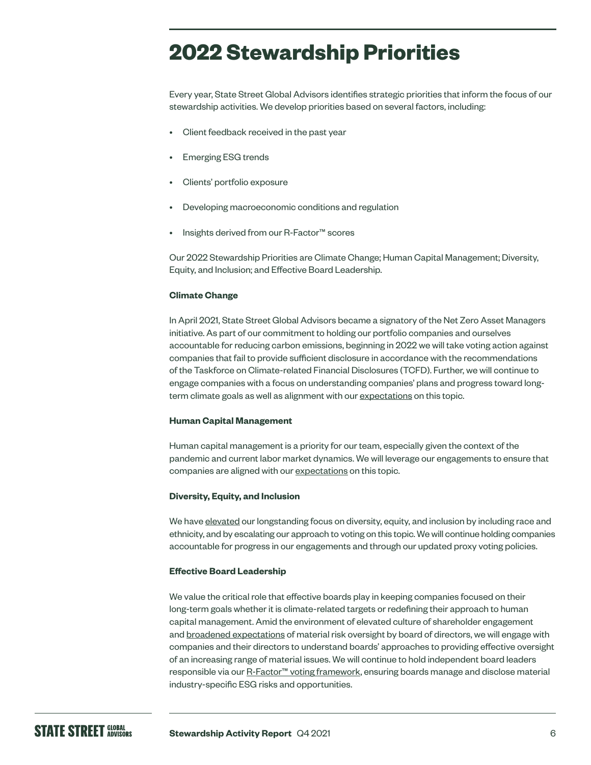# 2022 Stewardship Priorities

Every year, State Street Global Advisors identifies strategic priorities that inform the focus of our stewardship activities. We develop priorities based on several factors, including:

- Client feedback received in the past year
- Emerging ESG trends
- Clients' portfolio exposure
- Developing macroeconomic conditions and regulation
- Insights derived from our R-Factor™ scores

Our 2022 Stewardship Priorities are Climate Change; Human Capital Management; Diversity, Equity, and Inclusion; and Effective Board Leadership.

**Climate Change**

In April 2021, State Street Global Advisors became a signatory of the Net Zero Asset Managers initiative. As part of our commitment to holding our portfolio companies and ourselves accountable for reducing carbon emissions, beginning in 2022 we will take voting action against companies that fail to provide sufficient disclosure in accordance with the recommendations of the Taskforce on Climate-related Financial Disclosures (TCFD). Further, we will continue to engage companies with a focus on understanding companies' plans and progress toward long-term climate goals as well as alignment with our expectations on this topic.

**Human Capital Management**

Human capital management is a priority for our team, especially given the context of the pandemic and current labor market dynamics. We will leverage our engagements to ensure that companies are aligned with our expectations on this topic.

**Diversity, Equity, and Inclusion**

We have elevated our longstanding focus on diversity, equity, and inclusion by including race and ethnicity, and by escalating our approach to voting on this topic. We will continue holding companies accountable for progress in our engagements and through our updated proxy voting policies.

**Effective Board Leadership**

We value the critical role that effective boards play in keeping companies focused on their long-term goals whether it is climate-related targets or redefining their approach to human capital management. Amid the environment of elevated culture of shareholder engagement and broadened expectations of material risk oversight by board of directors, we will engage with companies and their directors to understand boards' approaches to providing effective oversight of an increasing range of material issues. We will continue to hold independent board leaders responsible via our R-Factor™ voting framework, ensuring boards manage and disclose material industry-specific ESG risks and opportunities.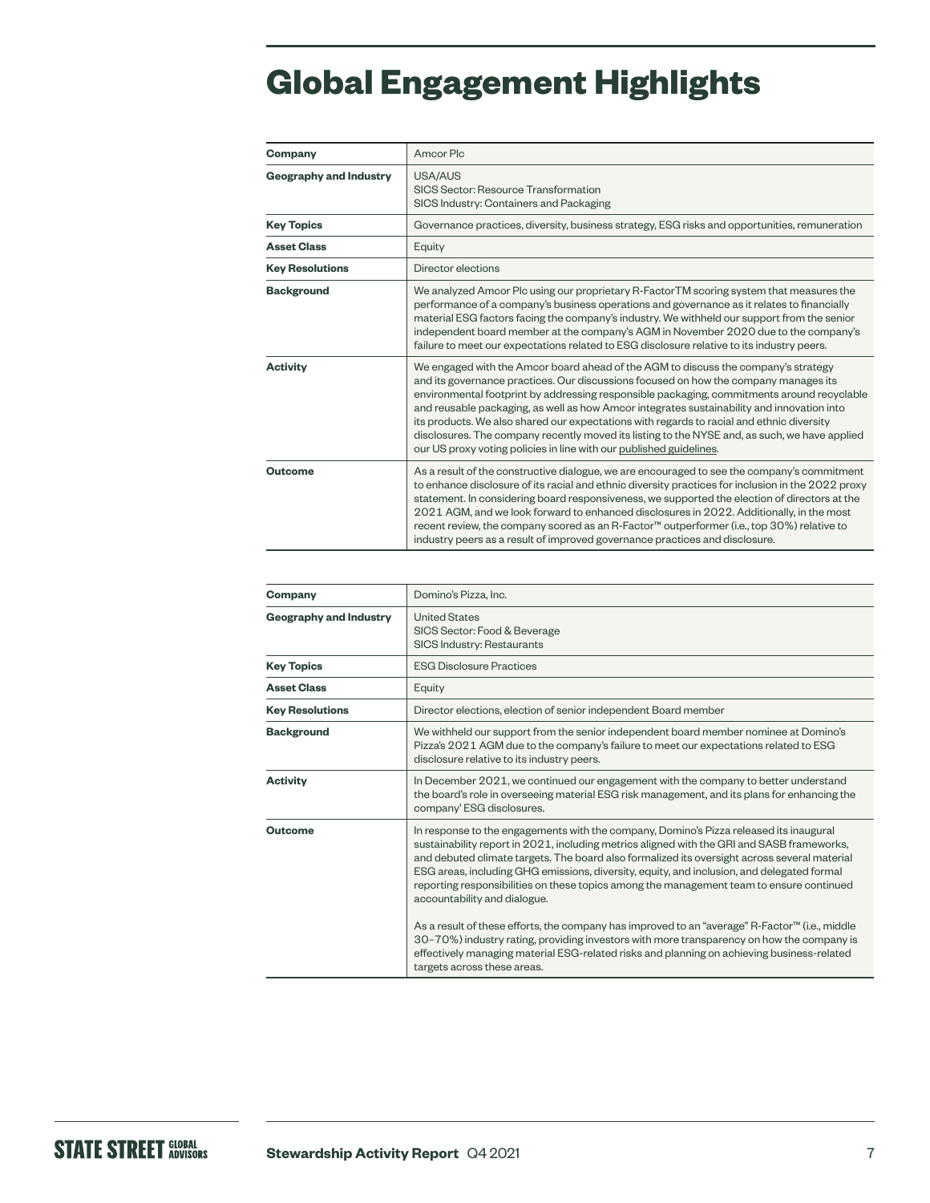# Global Engagement Highlights

| Company | Amcor Plc |
|---|---|
| Geography and Industry | USA/AUS<br>SICS Sector: Resource Transformation<br>SICS Industry: Containers and Packaging |
| Key Topics | Governance practices, diversity, business strategy, ESG risks and opportunities, remuneration |
| Asset Class | Equity |
| Key Resolutions | Director elections |
| Background | We analyzed Amcor Plc using our proprietary R-FactorTM scoring system that measures the performance of a company's business operations and governance as it relates to financially material ESG factors facing the company's industry. We withheld our support from the senior independent board member at the company's AGM in November 2020 due to the company's failure to meet our expectations related to ESG disclosure relative to its industry peers. |
| Activity | We engaged with the Amcor board ahead of the AGM to discuss the company's strategy and its governance practices. Our discussions focused on how the company manages its environmental footprint by addressing responsible packaging, commitments around recyclable and reusable packaging, as well as how Amcor integrates sustainability and innovation into its products. We also shared our expectations with regards to racial and ethnic diversity disclosures. The company recently moved its listing to the NYSE and, as such, we have applied our US proxy voting policies in line with our published guidelines. |
| Outcome | As a result of the constructive dialogue, we are encouraged to see the company's commitment to enhance disclosure of its racial and ethnic diversity practices for inclusion in the 2022 proxy statement. In considering board responsiveness, we supported the election of directors at the 2021 AGM, and we look forward to enhanced disclosures in 2022. Additionally, in the most recent review, the company scored as an R-Factor™ outperformer (i.e., top 30%) relative to industry peers as a result of improved governance practices and disclosure. |

| Company | Domino's Pizza, Inc. |
|---|---|
| Geography and Industry | United States<br>SICS Sector: Food & Beverage<br>SICS Industry: Restaurants |
| Key Topics | ESG Disclosure Practices |
| Asset Class | Equity |
| Key Resolutions | Director elections, election of senior independent Board member |
| Background | We withheld our support from the senior independent board member nominee at Domino's Pizza's 2021 AGM due to the company's failure to meet our expectations related to ESG disclosure relative to its industry peers. |
| Activity | In December 2021, we continued our engagement with the company to better understand the board's role in overseeing material ESG risk management, and its plans for enhancing the company' ESG disclosures. |
| Outcome | In response to the engagements with the company, Domino's Pizza released its inaugural sustainability report in 2021, including metrics aligned with the GRI and SASB frameworks, and debuted climate targets. The board also formalized its oversight across several material ESG areas, including GHG emissions, diversity, equity, and inclusion, and delegated formal reporting responsibilities on these topics among the management team to ensure continued accountability and dialogue.<br><br>As a result of these efforts, the company has improved to an "average" R-Factor™ (i.e., middle 30–70%) industry rating, providing investors with more transparency on how the company is effectively managing material ESG-related risks and planning on achieving business-related targets across these areas. |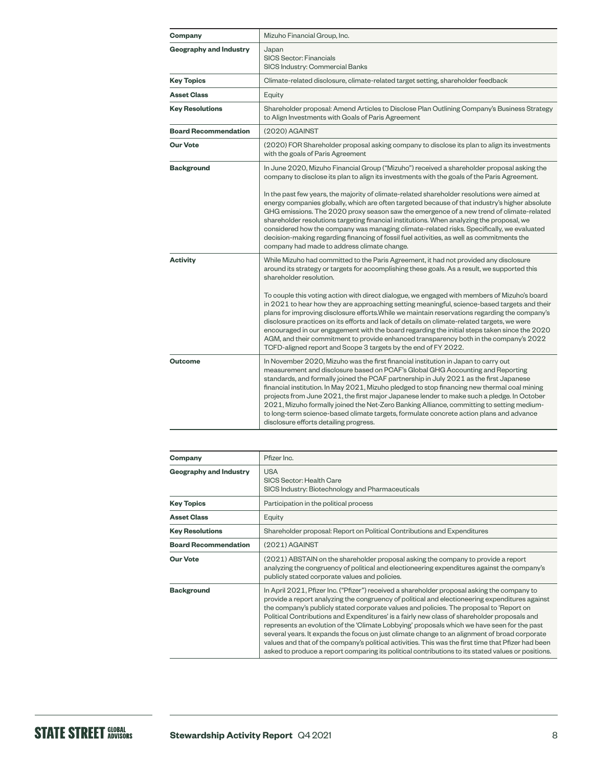| Company | Mizuho Financial Group, Inc. |
| --- | --- |
| **Geography and Industry** | Japan<br>SICS Sector: Financials<br>SICS Industry: Commercial Banks |
| **Key Topics** | Climate-related disclosure, climate-related target setting, shareholder feedback |
| **Asset Class** | Equity |
| **Key Resolutions** | Shareholder proposal: Amend Articles to Disclose Plan Outlining Company's Business Strategy to Align Investments with Goals of Paris Agreement |
| **Board Recommendation** | (2020) AGAINST |
| **Our Vote** | (2020) FOR Shareholder proposal asking company to disclose its plan to align its investments with the goals of Paris Agreement |
| **Background** | In June 2020, Mizuho Financial Group ("Mizuho") received a shareholder proposal asking the company to disclose its plan to align its investments with the goals of the Paris Agreement.<br><br>In the past few years, the majority of climate-related shareholder resolutions were aimed at energy companies globally, which are often targeted because of that industry's higher absolute GHG emissions. The 2020 proxy season saw the emergence of a new trend of climate-related shareholder resolutions targeting financial institutions. When analyzing the proposal, we considered how the company was managing climate-related risks. Specifically, we evaluated decision-making regarding financing of fossil fuel activities, as well as commitments the company had made to address climate change. |
| **Activity** | While Mizuho had committed to the Paris Agreement, it had not provided any disclosure around its strategy or targets for accomplishing these goals. As a result, we supported this shareholder resolution.<br><br>To couple this voting action with direct dialogue, we engaged with members of Mizuho's board in 2021 to hear how they are approaching setting meaningful, science-based targets and their plans for improving disclosure efforts.While we maintain reservations regarding the company's disclosure practices on its efforts and lack of details on climate-related targets, we were encouraged in our engagement with the board regarding the initial steps taken since the 2020 AGM, and their commitment to provide enhanced transparency both in the company's 2022 TCFD-aligned report and Scope 3 targets by the end of FY 2022. |
| **Outcome** | In November 2020, Mizuho was the first financial institution in Japan to carry out measurement and disclosure based on PCAF's Global GHG Accounting and Reporting standards, and formally joined the PCAF partnership in July 2021 as the first Japanese financial institution. In May 2021, Mizuho pledged to stop financing new thermal coal mining projects from June 2021, the first major Japanese lender to make such a pledge. In October 2021, Mizuho formally joined the Net-Zero Banking Alliance, committing to setting medium-to long-term science-based climate targets, formulate concrete action plans and advance disclosure efforts detailing progress. |

| Company | Pfizer Inc. |
| --- | --- |
| **Geography and Industry** | USA<br>SICS Sector: Health Care<br>SICS Industry: Biotechnology and Pharmaceuticals |
| **Key Topics** | Participation in the political process |
| **Asset Class** | Equity |
| **Key Resolutions** | Shareholder proposal: Report on Political Contributions and Expenditures |
| **Board Recommendation** | (2021) AGAINST |
| **Our Vote** | (2021) ABSTAIN on the shareholder proposal asking the company to provide a report analyzing the congruency of political and electioneering expenditures against the company's publicly stated corporate values and policies. |
| **Background** | In April 2021, Pfizer Inc. ("Pfizer") received a shareholder proposal asking the company to provide a report analyzing the congruency of political and electioneering expenditures against the company's publicly stated corporate values and policies. The proposal to 'Report on Political Contributions and Expenditures' is a fairly new class of shareholder proposals and represents an evolution of the 'Climate Lobbying' proposals which we have seen for the past several years. It expands the focus on just climate change to an alignment of broad corporate values and that of the company's political activities. This was the first time that Pfizer had been asked to produce a report comparing its political contributions to its stated values or positions. |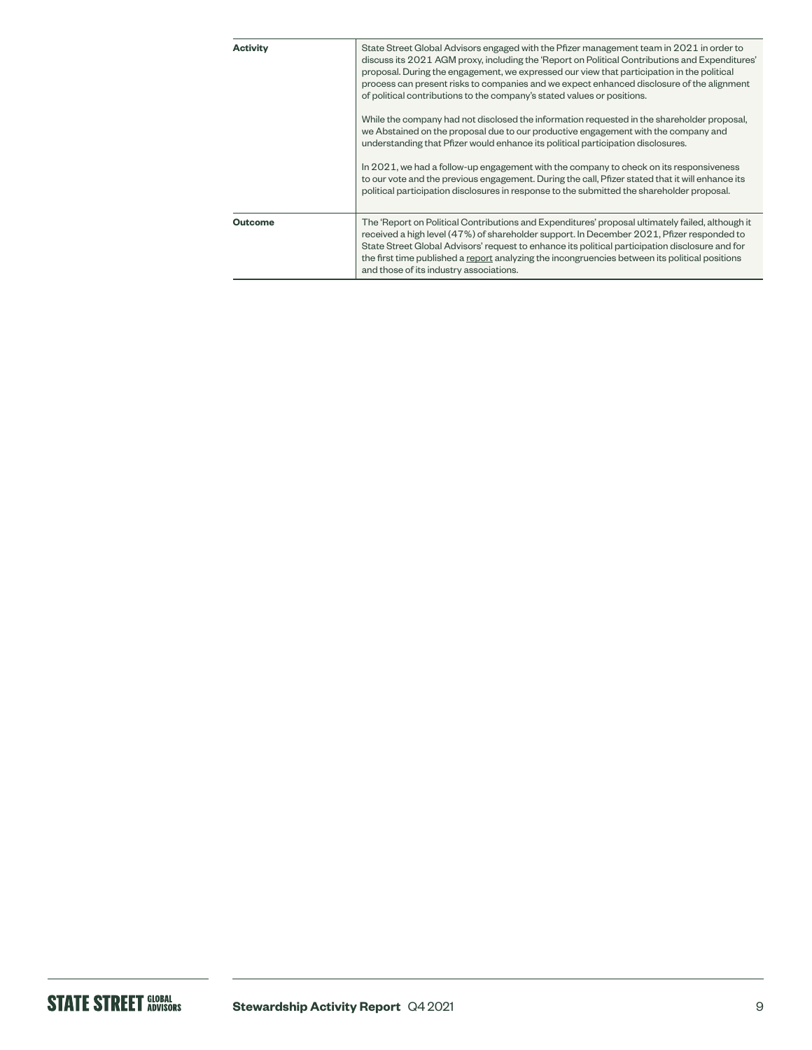| | |
|---|---|
| **Activity** | State Street Global Advisors engaged with the Pfizer management team in 2021 in order to discuss its 2021 AGM proxy, including the 'Report on Political Contributions and Expenditures' proposal. During the engagement, we expressed our view that participation in the political process can present risks to companies and we expect enhanced disclosure of the alignment of political contributions to the company's stated values or positions.<br><br>While the company had not disclosed the information requested in the shareholder proposal, we Abstained on the proposal due to our productive engagement with the company and understanding that Pfizer would enhance its political participation disclosures.<br><br>In 2021, we had a follow-up engagement with the company to check on its responsiveness to our vote and the previous engagement. During the call, Pfizer stated that it will enhance its political participation disclosures in response to the submitted the shareholder proposal. |
| **Outcome** | The 'Report on Political Contributions and Expenditures' proposal ultimately failed, although it received a high level (47%) of shareholder support. In December 2021, Pfizer responded to State Street Global Advisors' request to enhance its political participation disclosure and for the first time published a report analyzing the incongruencies between its political positions and those of its industry associations. |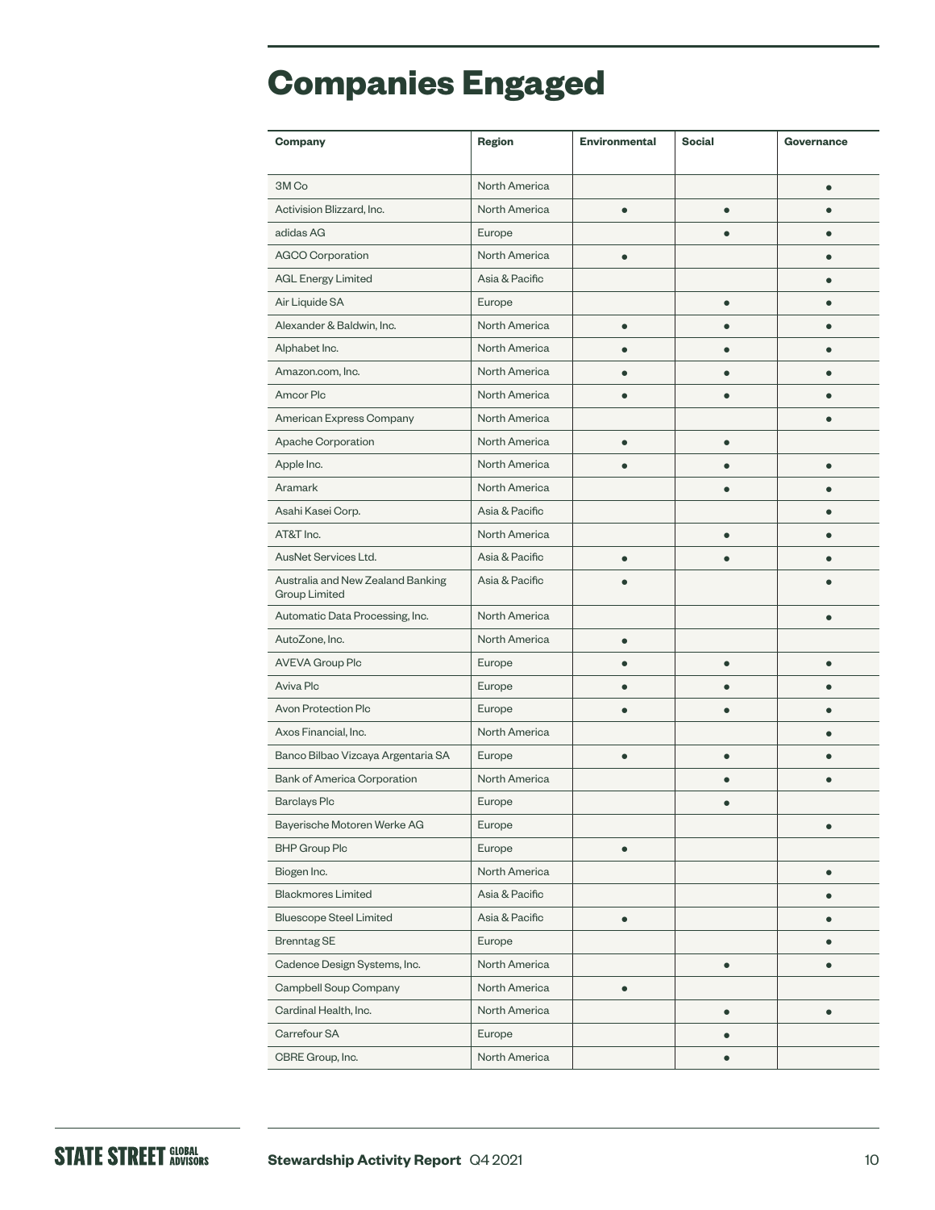# Companies Engaged

| Company | Region | Environmental | Social | Governance |
|---|---|---|---|---|
| 3M Co | North America | | | ● |
| Activision Blizzard, Inc. | North America | ● | ● | ● |
| adidas AG | Europe | | ● | ● |
| AGCO Corporation | North America | ● | | ● |
| AGL Energy Limited | Asia & Pacific | | | ● |
| Air Liquide SA | Europe | | ● | ● |
| Alexander & Baldwin, Inc. | North America | ● | ● | ● |
| Alphabet Inc. | North America | ● | ● | ● |
| Amazon.com, Inc. | North America | ● | ● | ● |
| Amcor Plc | North America | ● | ● | ● |
| American Express Company | North America | | | ● |
| Apache Corporation | North America | ● | ● | |
| Apple Inc. | North America | ● | ● | ● |
| Aramark | North America | | ● | ● |
| Asahi Kasei Corp. | Asia & Pacific | | | ● |
| AT&T Inc. | North America | | ● | ● |
| AusNet Services Ltd. | Asia & Pacific | ● | ● | ● |
| Australia and New Zealand Banking Group Limited | Asia & Pacific | ● | | ● |
| Automatic Data Processing, Inc. | North America | | | ● |
| AutoZone, Inc. | North America | ● | | |
| AVEVA Group Plc | Europe | ● | ● | ● |
| Aviva Plc | Europe | ● | ● | ● |
| Avon Protection Plc | Europe | ● | ● | ● |
| Axos Financial, Inc. | North America | | | ● |
| Banco Bilbao Vizcaya Argentaria SA | Europe | ● | ● | ● |
| Bank of America Corporation | North America | | ● | ● |
| Barclays Plc | Europe | | ● | |
| Bayerische Motoren Werke AG | Europe | | | ● |
| BHP Group Plc | Europe | ● | | |
| Biogen Inc. | North America | | | ● |
| Blackmores Limited | Asia & Pacific | | | ● |
| Bluescope Steel Limited | Asia & Pacific | ● | | ● |
| Brenntag SE | Europe | | | ● |
| Cadence Design Systems, Inc. | North America | | ● | ● |
| Campbell Soup Company | North America | ● | | |
| Cardinal Health, Inc. | North America | | ● | ● |
| Carrefour SA | Europe | | ● | |
| CBRE Group, Inc. | North America | | ● | |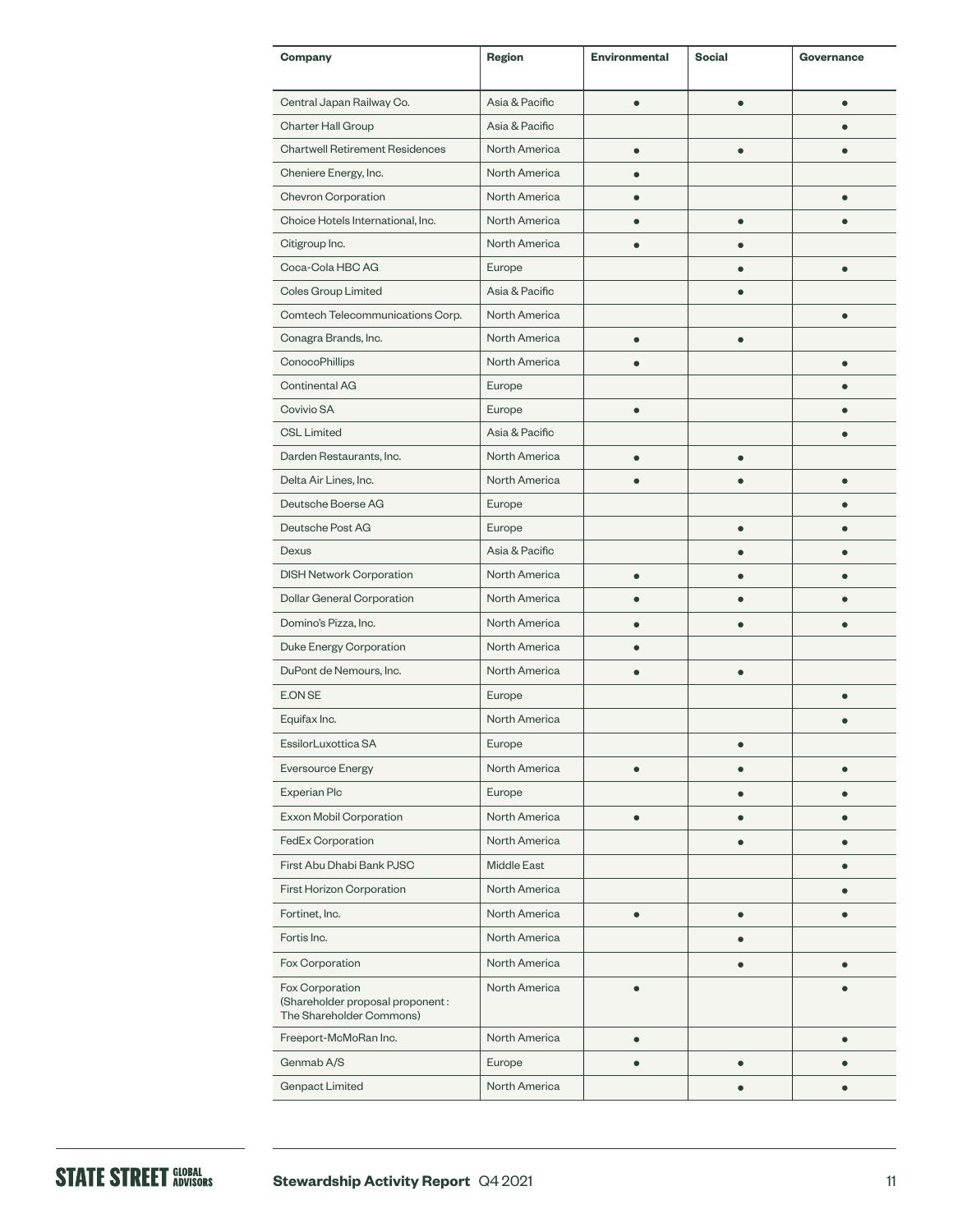| Company | Region | Environmental | Social | Governance |
|---|---|---|---|---|
| Central Japan Railway Co. | Asia & Pacific | ● | ● | ● |
| Charter Hall Group | Asia & Pacific | | | ● |
| Chartwell Retirement Residences | North America | ● | ● | ● |
| Cheniere Energy, Inc. | North America | ● | | |
| Chevron Corporation | North America | ● | | ● |
| Choice Hotels International, Inc. | North America | ● | ● | ● |
| Citigroup Inc. | North America | ● | ● | |
| Coca-Cola HBC AG | Europe | | ● | ● |
| Coles Group Limited | Asia & Pacific | | ● | |
| Comtech Telecommunications Corp. | North America | | | ● |
| Conagra Brands, Inc. | North America | ● | ● | |
| ConocoPhillips | North America | ● | | ● |
| Continental AG | Europe | | | ● |
| Covivio SA | Europe | ● | | ● |
| CSL Limited | Asia & Pacific | | | ● |
| Darden Restaurants, Inc. | North America | ● | ● | |
| Delta Air Lines, Inc. | North America | ● | ● | ● |
| Deutsche Boerse AG | Europe | | | ● |
| Deutsche Post AG | Europe | | ● | ● |
| Dexus | Asia & Pacific | | ● | ● |
| DISH Network Corporation | North America | ● | ● | ● |
| Dollar General Corporation | North America | ● | ● | ● |
| Domino's Pizza, Inc. | North America | ● | ● | ● |
| Duke Energy Corporation | North America | ● | | |
| DuPont de Nemours, Inc. | North America | ● | ● | |
| E.ON SE | Europe | | | ● |
| Equifax Inc. | North America | | | ● |
| EssilorLuxottica SA | Europe | | ● | |
| Eversource Energy | North America | ● | ● | ● |
| Experian Plc | Europe | | ● | ● |
| Exxon Mobil Corporation | North America | ● | ● | ● |
| FedEx Corporation | North America | | ● | ● |
| First Abu Dhabi Bank PJSC | Middle East | | | ● |
| First Horizon Corporation | North America | | | ● |
| Fortinet, Inc. | North America | ● | ● | ● |
| Fortis Inc. | North America | | ● | |
| Fox Corporation | North America | | ● | ● |
| Fox Corporation (Shareholder proposal proponent : The Shareholder Commons) | North America | ● | | ● |
| Freeport-McMoRan Inc. | North America | ● | | ● |
| Genmab A/S | Europe | ● | ● | ● |
| Genpact Limited | North America | | ● | ● |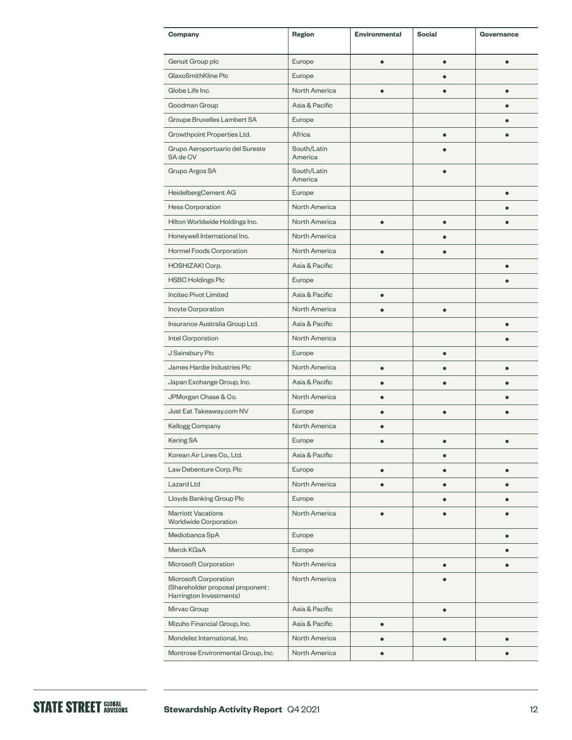| Company | Region | Environmental | Social | Governance |
|---|---|---|---|---|
| Genuit Group plc | Europe | ● | ● | ● |
| GlaxoSmithKline Plc | Europe | | ● | |
| Globe Life Inc. | North America | ● | ● | ● |
| Goodman Group | Asia & Pacific | | | ● |
| Groupe Bruxelles Lambert SA | Europe | | | ● |
| Growthpoint Properties Ltd. | Africa | | ● | ● |
| Grupo Aeroportuario del Sureste SA de CV | South/Latin America | | ● | |
| Grupo Argos SA | South/Latin America | | ● | |
| HeidelbergCement AG | Europe | | | ● |
| Hess Corporation | North America | | | ● |
| Hilton Worldwide Holdings Inc. | North America | ● | ● | ● |
| Honeywell International Inc. | North America | | ● | |
| Hormel Foods Corporation | North America | ● | ● | |
| HOSHIZAKI Corp. | Asia & Pacific | | | ● |
| HSBC Holdings Plc | Europe | | | ● |
| Incitec Pivot Limited | Asia & Pacific | ● | | |
| Incyte Corporation | North America | ● | ● | |
| Insurance Australia Group Ltd. | Asia & Pacific | | | ● |
| Intel Corporation | North America | | | ● |
| J Sainsbury Plc | Europe | | ● | |
| James Hardie Industries Plc | North America | ● | ● | ● |
| Japan Exchange Group, Inc. | Asia & Pacific | ● | ● | ● |
| JPMorgan Chase & Co. | North America | ● | | ● |
| Just Eat Takeaway.com NV | Europe | ● | ● | ● |
| Kellogg Company | North America | ● | | |
| Kering SA | Europe | ● | ● | ● |
| Korean Air Lines Co., Ltd. | Asia & Pacific | | ● | |
| Law Debenture Corp. Plc | Europe | ● | ● | ● |
| Lazard Ltd | North America | ● | ● | ● |
| Lloyds Banking Group Plc | Europe | | ● | ● |
| Marriott Vacations Worldwide Corporation | North America | ● | ● | ● |
| Mediobanca SpA | Europe | | | ● |
| Merck KGaA | Europe | | | ● |
| Microsoft Corporation | North America | | ● | ● |
| Microsoft Corporation (Shareholder proposal proponent : Harrington Investments) | North America | | ● | |
| Mirvac Group | Asia & Pacific | | ● | |
| Mizuho Financial Group, Inc. | Asia & Pacific | ● | | |
| Mondelez International, Inc. | North America | ● | ● | ● |
| Montrose Environmental Group, Inc. | North America | ● | | ● |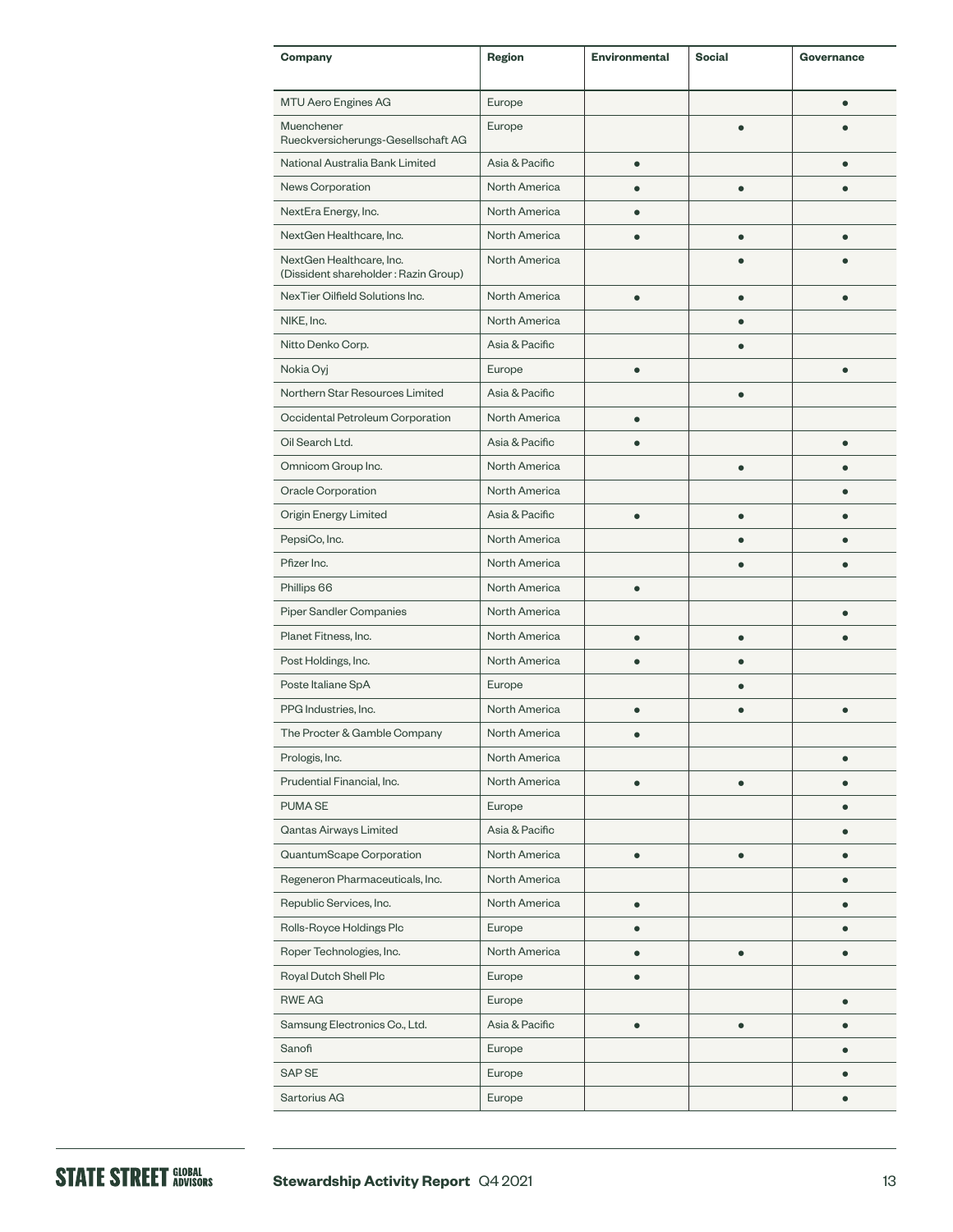| Company | Region | Environmental | Social | Governance |
|---|---|---|---|---|
| MTU Aero Engines AG | Europe | | | ● |
| Muenchener Rueckversicherungs-Gesellschaft AG | Europe | | ● | ● |
| National Australia Bank Limited | Asia & Pacific | ● | | ● |
| News Corporation | North America | ● | ● | ● |
| NextEra Energy, Inc. | North America | ● | | |
| NextGen Healthcare, Inc. | North America | ● | ● | ● |
| NextGen Healthcare, Inc. (Dissident shareholder : Razin Group) | North America | | ● | ● |
| NexTier Oilfield Solutions Inc. | North America | ● | ● | ● |
| NIKE, Inc. | North America | | ● | |
| Nitto Denko Corp. | Asia & Pacific | | ● | |
| Nokia Oyj | Europe | ● | | ● |
| Northern Star Resources Limited | Asia & Pacific | | ● | |
| Occidental Petroleum Corporation | North America | ● | | |
| Oil Search Ltd. | Asia & Pacific | ● | | ● |
| Omnicom Group Inc. | North America | | ● | ● |
| Oracle Corporation | North America | | | ● |
| Origin Energy Limited | Asia & Pacific | ● | ● | ● |
| PepsiCo, Inc. | North America | | ● | ● |
| Pfizer Inc. | North America | | ● | ● |
| Phillips 66 | North America | ● | | |
| Piper Sandler Companies | North America | | | ● |
| Planet Fitness, Inc. | North America | ● | ● | ● |
| Post Holdings, Inc. | North America | ● | ● | |
| Poste Italiane SpA | Europe | | ● | |
| PPG Industries, Inc. | North America | ● | ● | ● |
| The Procter & Gamble Company | North America | ● | | |
| Prologis, Inc. | North America | | | ● |
| Prudential Financial, Inc. | North America | ● | ● | ● |
| PUMA SE | Europe | | | ● |
| Qantas Airways Limited | Asia & Pacific | | | ● |
| QuantumScape Corporation | North America | ● | ● | ● |
| Regeneron Pharmaceuticals, Inc. | North America | | | ● |
| Republic Services, Inc. | North America | ● | | ● |
| Rolls-Royce Holdings Plc | Europe | ● | | ● |
| Roper Technologies, Inc. | North America | ● | ● | ● |
| Royal Dutch Shell Plc | Europe | ● | | |
| RWE AG | Europe | | | ● |
| Samsung Electronics Co., Ltd. | Asia & Pacific | ● | ● | ● |
| Sanofi | Europe | | | ● |
| SAP SE | Europe | | | ● |
| Sartorius AG | Europe | | | ● |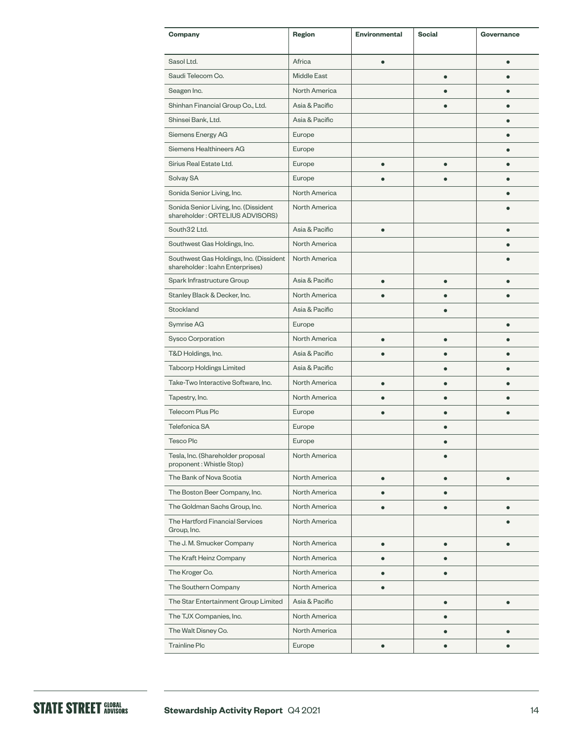| Company | Region | Environmental | Social | Governance |
|---|---|---|---|---|
| Sasol Ltd. | Africa | ● | | ● |
| Saudi Telecom Co. | Middle East | | ● | ● |
| Seagen Inc. | North America | | ● | ● |
| Shinhan Financial Group Co., Ltd. | Asia & Pacific | | ● | ● |
| Shinsei Bank, Ltd. | Asia & Pacific | | | ● |
| Siemens Energy AG | Europe | | | ● |
| Siemens Healthineers AG | Europe | | | ● |
| Sirius Real Estate Ltd. | Europe | ● | ● | ● |
| Solvay SA | Europe | ● | ● | ● |
| Sonida Senior Living, Inc. | North America | | | ● |
| Sonida Senior Living, Inc. (Dissident shareholder : ORTELIUS ADVISORS) | North America | | | ● |
| South32 Ltd. | Asia & Pacific | ● | | ● |
| Southwest Gas Holdings, Inc. | North America | | | ● |
| Southwest Gas Holdings, Inc. (Dissident shareholder : Icahn Enterprises) | North America | | | ● |
| Spark Infrastructure Group | Asia & Pacific | ● | ● | ● |
| Stanley Black & Decker, Inc. | North America | ● | ● | ● |
| Stockland | Asia & Pacific | | ● | |
| Symrise AG | Europe | | | ● |
| Sysco Corporation | North America | ● | ● | ● |
| T&D Holdings, Inc. | Asia & Pacific | ● | ● | ● |
| Tabcorp Holdings Limited | Asia & Pacific | | ● | ● |
| Take-Two Interactive Software, Inc. | North America | ● | ● | ● |
| Tapestry, Inc. | North America | ● | ● | ● |
| Telecom Plus Plc | Europe | ● | ● | ● |
| Telefonica SA | Europe | | ● | |
| Tesco Plc | Europe | | ● | |
| Tesla, Inc. (Shareholder proposal proponent : Whistle Stop) | North America | | ● | |
| The Bank of Nova Scotia | North America | ● | ● | ● |
| The Boston Beer Company, Inc. | North America | ● | ● | |
| The Goldman Sachs Group, Inc. | North America | ● | ● | ● |
| The Hartford Financial Services Group, Inc. | North America | | | ● |
| The J. M. Smucker Company | North America | ● | ● | ● |
| The Kraft Heinz Company | North America | ● | ● | |
| The Kroger Co. | North America | ● | ● | |
| The Southern Company | North America | ● | | |
| The Star Entertainment Group Limited | Asia & Pacific | | ● | ● |
| The TJX Companies, Inc. | North America | | ● | |
| The Walt Disney Co. | North America | | ● | ● |
| Trainline Plc | Europe | ● | ● | ● |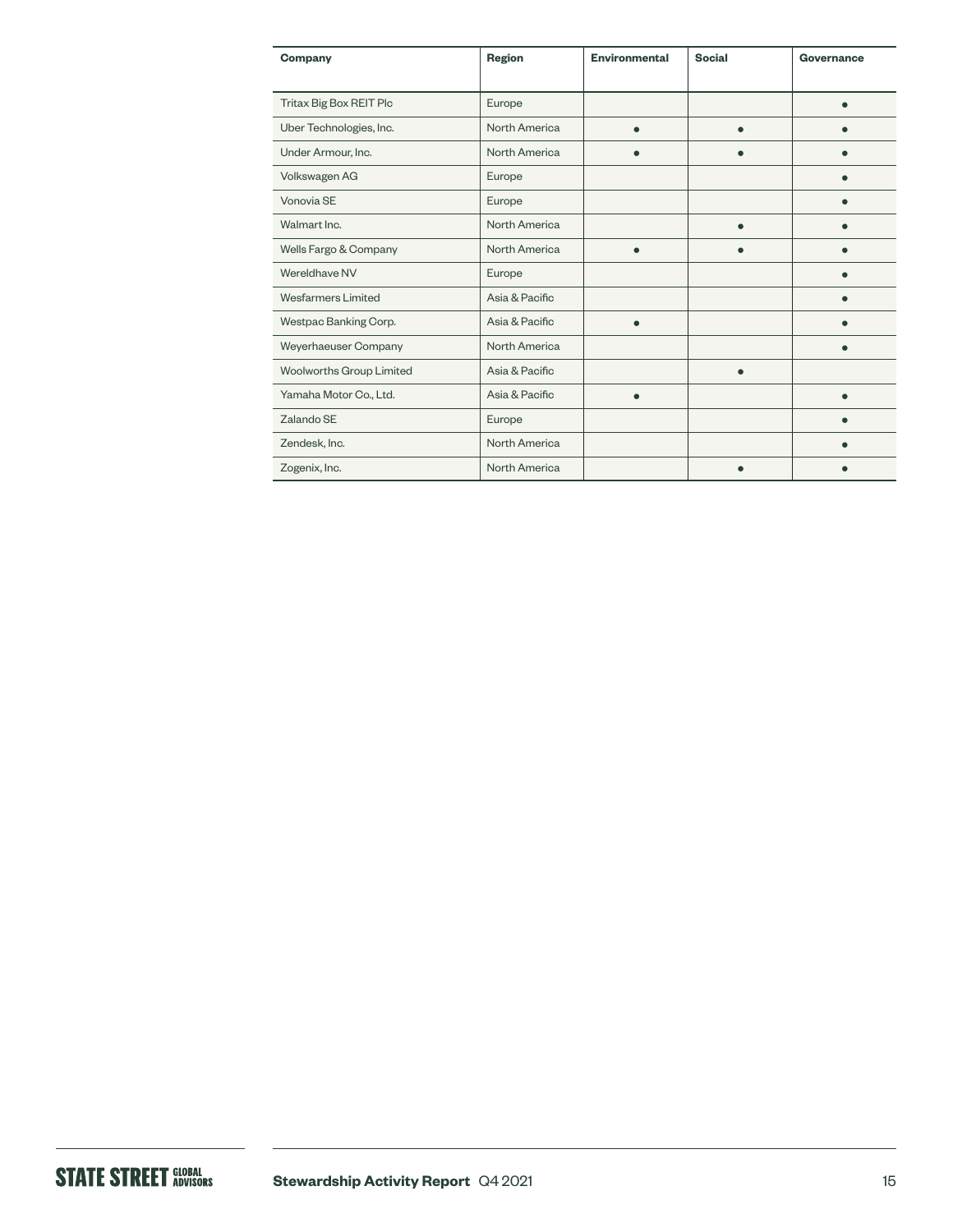| Company | Region | Environmental | Social | Governance |
|---|---|---|---|---|
| Tritax Big Box REIT Plc | Europe | | | ● |
| Uber Technologies, Inc. | North America | ● | ● | ● |
| Under Armour, Inc. | North America | ● | ● | ● |
| Volkswagen AG | Europe | | | ● |
| Vonovia SE | Europe | | | ● |
| Walmart Inc. | North America | | ● | ● |
| Wells Fargo & Company | North America | ● | ● | ● |
| Wereldhave NV | Europe | | | ● |
| Wesfarmers Limited | Asia & Pacific | | | ● |
| Westpac Banking Corp. | Asia & Pacific | ● | | ● |
| Weyerhaeuser Company | North America | | | ● |
| Woolworths Group Limited | Asia & Pacific | | ● | |
| Yamaha Motor Co., Ltd. | Asia & Pacific | ● | | ● |
| Zalando SE | Europe | | | ● |
| Zendesk, Inc. | North America | | | ● |
| Zogenix, Inc. | North America | | ● | ● |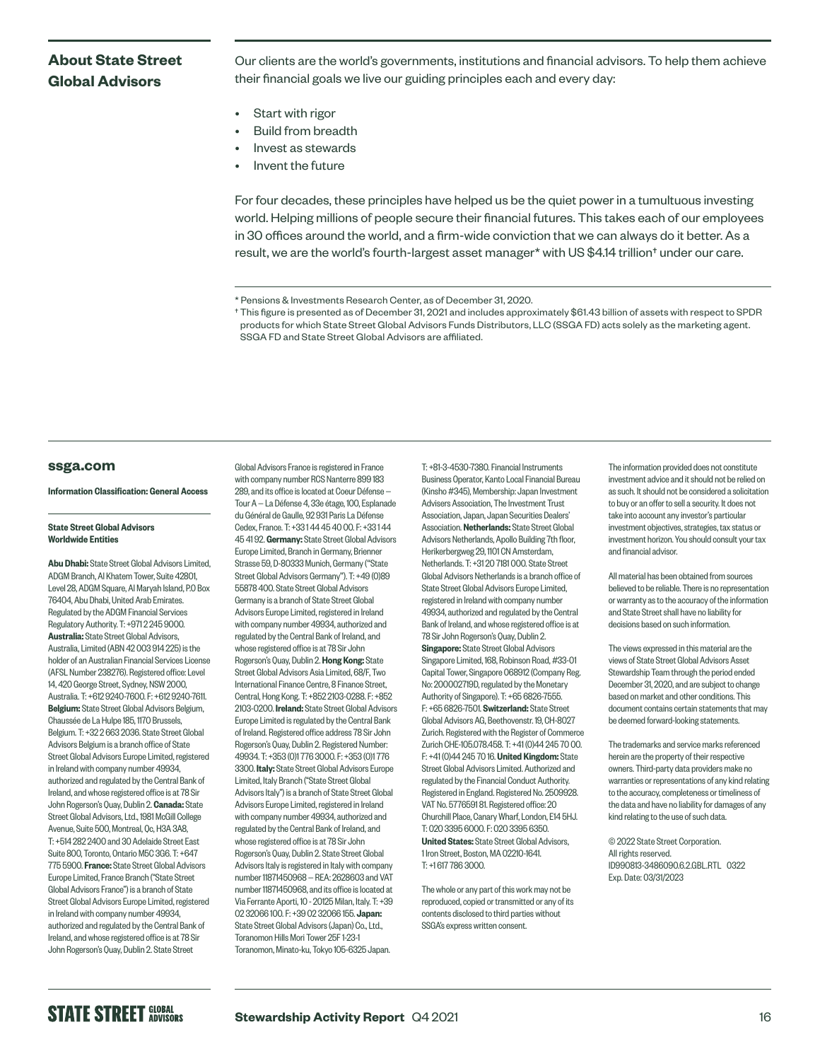## About State Street Global Advisors

Our clients are the world's governments, institutions and financial advisors. To help them achieve their financial goals we live our guiding principles each and every day:

- Start with rigor
- Build from breadth
- Invest as stewards
- Invent the future

For four decades, these principles have helped us be the quiet power in a tumultuous investing world. Helping millions of people secure their financial futures. This takes each of our employees in 30 offices around the world, and a firm-wide conviction that we can always do it better. As a result, we are the world's fourth-largest asset manager* with US $4.14 trillion† under our care.

\* Pensions & Investments Research Center, as of December 31, 2020.

† This figure is presented as of December 31, 2021 and includes approximately $61.43 billion of assets with respect to SPDR products for which State Street Global Advisors Funds Distributors, LLC (SSGA FD) acts solely as the marketing agent. SSGA FD and State Street Global Advisors are affiliated.

**ssga.com**

**Information Classification: General Access**

**State Street Global Advisors Worldwide Entities**

**Abu Dhabi:** State Street Global Advisors Limited, ADGM Branch, Al Khatem Tower, Suite 42801, Level 28, ADGM Square, Al Maryah Island, P.O Box 76404, Abu Dhabi, United Arab Emirates. Regulated by the ADGM Financial Services Regulatory Authority. T: +971 2 245 9000. **Australia:** State Street Global Advisors, Australia, Limited (ABN 42 003 914 225) is the holder of an Australian Financial Services License (AFSL Number 238276). Registered office: Level 14, 420 George Street, Sydney, NSW 2000, Australia. T: +612 9240-7600. F: +612 9240-7611. **Belgium:** State Street Global Advisors Belgium, Chaussée de La Hulpe 185, 1170 Brussels, Belgium. T: +32 2 663 2036. State Street Global Advisors Belgium is a branch office of State Street Global Advisors Europe Limited, registered in Ireland with company number 49934, authorized and regulated by the Central Bank of Ireland, and whose registered office is at 78 Sir John Rogerson's Quay, Dublin 2. **Canada:** State Street Global Advisors, Ltd., 1981 McGill College Avenue, Suite 500, Montreal, Qc, H3A 3A8, T: +514 282 2400 and 30 Adelaide Street East Suite 800, Toronto, Ontario M5C 3G6. T: +647 775 5900. **France:** State Street Global Advisors Europe Limited, France Branch ("State Street Global Advisors France") is a branch of State Street Global Advisors Europe Limited, registered in Ireland with company number 49934, authorized and regulated by the Central Bank of Ireland, and whose registered office is at 78 Sir John Rogerson's Quay, Dublin 2. State Street Global Advisors France is registered in France with company number RCS Nanterre 899 183 289, and its office is located at Coeur Défense — Tour A — La Défense 4, 33e étage, 100, Esplanade du Général de Gaulle, 92 931 Paris La Défense Cedex, France. T: +33 1 44 45 40 00. F: +33 1 44 45 41 92. **Germany:** State Street Global Advisors Europe Limited, Branch in Germany, Brienner Strasse 59, D-80333 Munich, Germany ("State Street Global Advisors Germany"). T: +49 (0)89 55878 400. State Street Global Advisors Germany is a branch of State Street Global Advisors Europe Limited, registered in Ireland with company number 49934, authorized and regulated by the Central Bank of Ireland, and whose registered office is at 78 Sir John Rogerson's Quay, Dublin 2. **Hong Kong:** State Street Global Advisors Asia Limited, 68/F, Two International Finance Centre, 8 Finance Street, Central, Hong Kong. T: +852 2103-0288. F: +852 2103-0200. **Ireland:** State Street Global Advisors Europe Limited is regulated by the Central Bank of Ireland. Registered office address 78 Sir John Rogerson's Quay, Dublin 2. Registered Number: 49934. T: +353 (0)1 776 3000. F: +353 (0)1 776 3300. **Italy:** State Street Global Advisors Europe Limited, Italy Branch ("State Street Global Advisors Italy") is a branch of State Street Global Advisors Europe Limited, registered in Ireland with company number 49934, authorized and regulated by the Central Bank of Ireland, and whose registered office is at 78 Sir John Rogerson's Quay, Dublin 2. State Street Global Advisors Italy is registered in Italy with company number 11871450968 — REA: 2628603 and VAT number 11871450968, and its office is located at Via Ferrante Aporti, 10 - 20125 Milan, Italy. T: +39 02 32066 100. F: +39 02 32066 155. **Japan:** State Street Global Advisors (Japan) Co., Ltd., Toranomon Hills Mori Tower 25F 1-23-1 Toranomon, Minato-ku, Tokyo 105-6325 Japan. T: +81-3-4530-7380. Financial Instruments Business Operator, Kanto Local Financial Bureau (Kinsho #345), Membership: Japan Investment Advisers Association, The Investment Trust Association, Japan, Japan Securities Dealers' Association. **Netherlands:** State Street Global Advisors Netherlands, Apollo Building 7th floor, Herikerbergweg 29, 1101 CN Amsterdam, Netherlands. T: +31 20 7181 000. State Street Global Advisors Netherlands is a branch office of State Street Global Advisors Europe Limited, registered in Ireland with company number 49934, authorized and regulated by the Central Bank of Ireland, and whose registered office is at 78 Sir John Rogerson's Quay, Dublin 2. **Singapore:** State Street Global Advisors Singapore Limited, 168, Robinson Road, #33-01 Capital Tower, Singapore 068912 (Company Reg. No: 200002719D, regulated by the Monetary Authority of Singapore). T: +65 6826-7555. F: +65 6826-7501. **Switzerland:** State Street Global Advisors AG, Beethovenstr. 19, CH-8027 Zurich. Registered with the Register of Commerce Zurich CHE-105.078.458. T: +41 (0)44 245 70 00. F: +41 (0)44 245 70 16. **United Kingdom:** State Street Global Advisors Limited. Authorized and regulated by the Financial Conduct Authority. Registered in England. Registered No. 2509928. VAT No. 5776591 81. Registered office: 20 Churchill Place, Canary Wharf, London, E14 5HJ. T: 020 3395 6000. F: 020 3395 6350. **United States:** State Street Global Advisors, 1 Iron Street, Boston, MA 02210-1641. T: +1 617 786 3000.

The whole or any part of this work may not be reproduced, copied or transmitted or any of its contents disclosed to third parties without SSGA's express written consent.

The information provided does not constitute investment advice and it should not be relied on as such. It should not be considered a solicitation to buy or an offer to sell a security. It does not take into account any investor's particular investment objectives, strategies, tax status or investment horizon. You should consult your tax and financial advisor.

All material has been obtained from sources believed to be reliable. There is no representation or warranty as to the accuracy of the information and State Street shall have no liability for decisions based on such information.

The views expressed in this material are the views of State Street Global Advisors Asset Stewardship Team through the period ended December 31, 2020, and are subject to change based on market and other conditions. This document contains certain statements that may be deemed forward-looking statements.

The trademarks and service marks referenced herein are the property of their respective owners. Third-party data providers make no warranties or representations of any kind relating to the accuracy, completeness or timeliness of the data and have no liability for damages of any kind relating to the use of such data.

© 2022 State Street Corporation.
All rights reserved.
ID990813-3486090.6.2.GBL.RTL 0322
Exp. Date: 03/31/2023